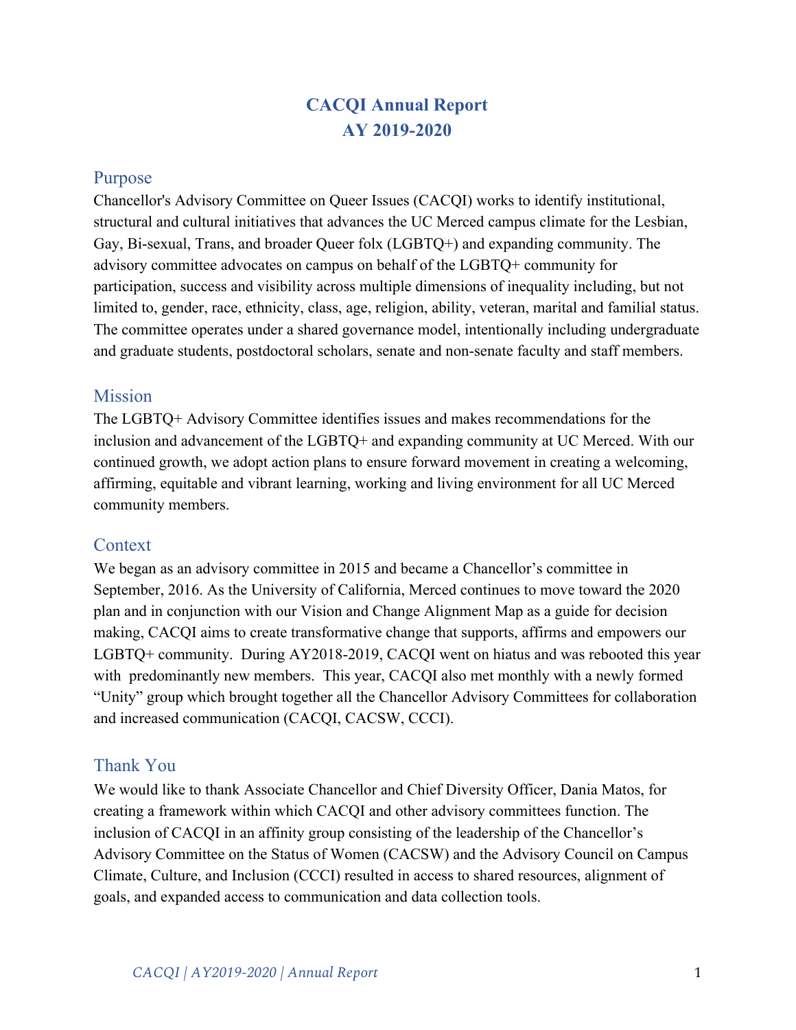# CACQI Annual Report
# AY 2019-2020

## Purpose

Chancellor's Advisory Committee on Queer Issues (CACQI) works to identify institutional, structural and cultural initiatives that advances the UC Merced campus climate for the Lesbian, Gay, Bi-sexual, Trans, and broader Queer folx (LGBTQ+) and expanding community. The advisory committee advocates on campus on behalf of the LGBTQ+ community for participation, success and visibility across multiple dimensions of inequality including, but not limited to, gender, race, ethnicity, class, age, religion, ability, veteran, marital and familial status. The committee operates under a shared governance model, intentionally including undergraduate and graduate students, postdoctoral scholars, senate and non-senate faculty and staff members.

## Mission

The LGBTQ+ Advisory Committee identifies issues and makes recommendations for the inclusion and advancement of the LGBTQ+ and expanding community at UC Merced. With our continued growth, we adopt action plans to ensure forward movement in creating a welcoming, affirming, equitable and vibrant learning, working and living environment for all UC Merced community members.

## Context

We began as an advisory committee in 2015 and became a Chancellor's committee in September, 2016. As the University of California, Merced continues to move toward the 2020 plan and in conjunction with our Vision and Change Alignment Map as a guide for decision making, CACQI aims to create transformative change that supports, affirms and empowers our LGBTQ+ community. During AY2018-2019, CACQI went on hiatus and was rebooted this year with predominantly new members. This year, CACQI also met monthly with a newly formed "Unity" group which brought together all the Chancellor Advisory Committees for collaboration and increased communication (CACQI, CACSW, CCCI).

## Thank You

We would like to thank Associate Chancellor and Chief Diversity Officer, Dania Matos, for creating a framework within which CACQI and other advisory committees function. The inclusion of CACQI in an affinity group consisting of the leadership of the Chancellor's Advisory Committee on the Status of Women (CACSW) and the Advisory Council on Campus Climate, Culture, and Inclusion (CCCI) resulted in access to shared resources, alignment of goals, and expanded access to communication and data collection tools.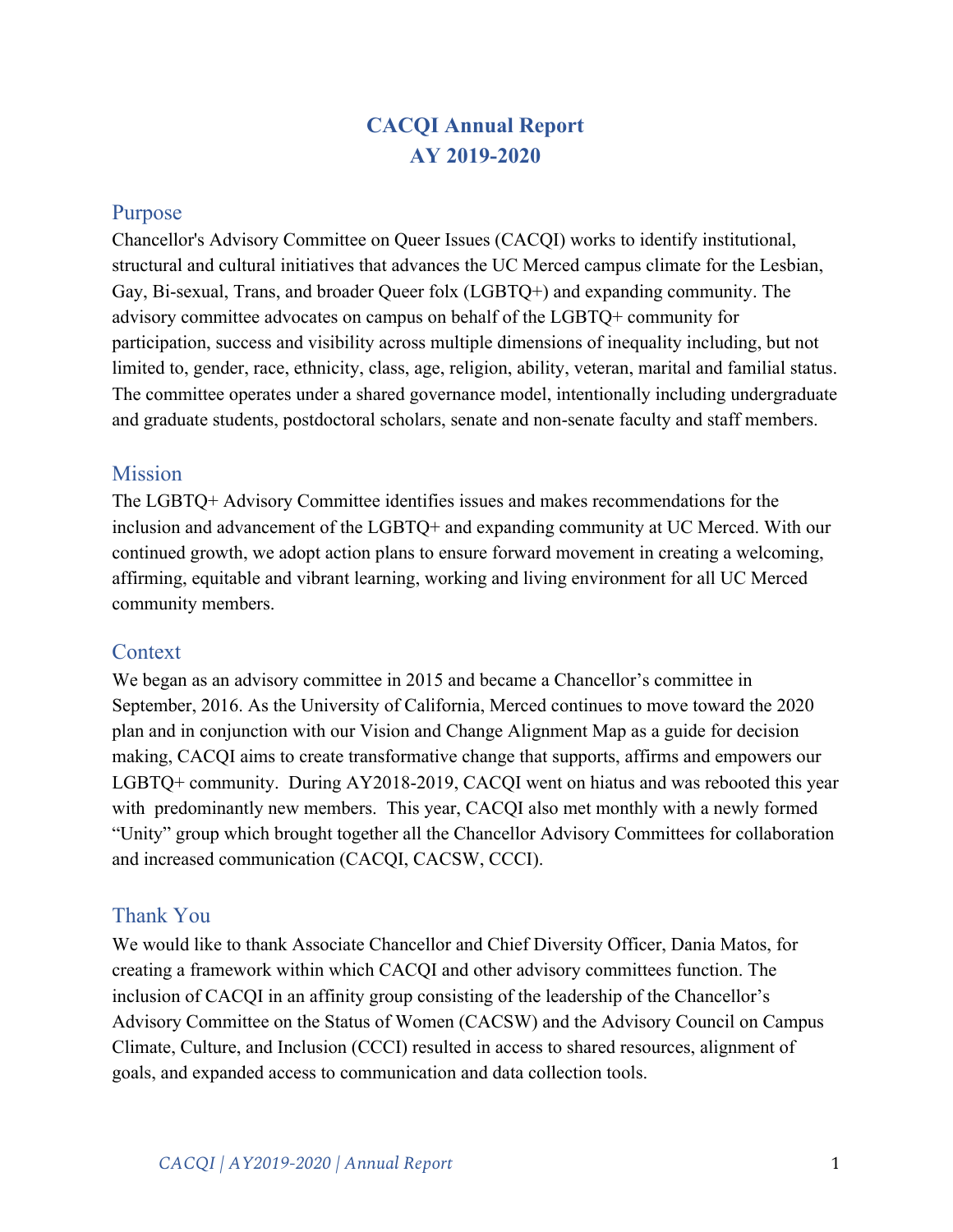# CACQI Annual Report
# AY 2019-2020

## Purpose

Chancellor's Advisory Committee on Queer Issues (CACQI) works to identify institutional, structural and cultural initiatives that advances the UC Merced campus climate for the Lesbian, Gay, Bi-sexual, Trans, and broader Queer folx (LGBTQ+) and expanding community. The advisory committee advocates on campus on behalf of the LGBTQ+ community for participation, success and visibility across multiple dimensions of inequality including, but not limited to, gender, race, ethnicity, class, age, religion, ability, veteran, marital and familial status. The committee operates under a shared governance model, intentionally including undergraduate and graduate students, postdoctoral scholars, senate and non-senate faculty and staff members.

## Mission

The LGBTQ+ Advisory Committee identifies issues and makes recommendations for the inclusion and advancement of the LGBTQ+ and expanding community at UC Merced. With our continued growth, we adopt action plans to ensure forward movement in creating a welcoming, affirming, equitable and vibrant learning, working and living environment for all UC Merced community members.

## Context

We began as an advisory committee in 2015 and became a Chancellor's committee in September, 2016. As the University of California, Merced continues to move toward the 2020 plan and in conjunction with our Vision and Change Alignment Map as a guide for decision making, CACQI aims to create transformative change that supports, affirms and empowers our LGBTQ+ community. During AY2018-2019, CACQI went on hiatus and was rebooted this year with predominantly new members. This year, CACQI also met monthly with a newly formed "Unity" group which brought together all the Chancellor Advisory Committees for collaboration and increased communication (CACQI, CACSW, CCCI).

## Thank You

We would like to thank Associate Chancellor and Chief Diversity Officer, Dania Matos, for creating a framework within which CACQI and other advisory committees function. The inclusion of CACQI in an affinity group consisting of the leadership of the Chancellor's Advisory Committee on the Status of Women (CACSW) and the Advisory Council on Campus Climate, Culture, and Inclusion (CCCI) resulted in access to shared resources, alignment of goals, and expanded access to communication and data collection tools.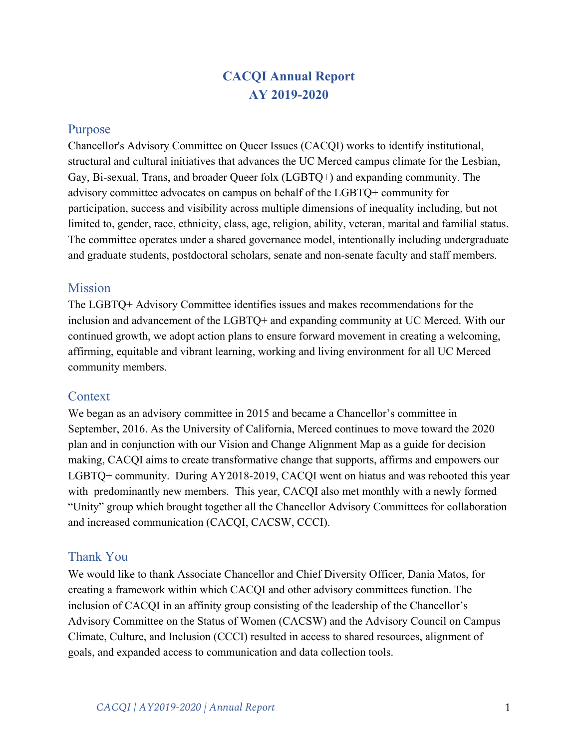# CACQI Annual Report
# AY 2019-2020

## Purpose

Chancellor's Advisory Committee on Queer Issues (CACQI) works to identify institutional, structural and cultural initiatives that advances the UC Merced campus climate for the Lesbian, Gay, Bi-sexual, Trans, and broader Queer folx (LGBTQ+) and expanding community. The advisory committee advocates on campus on behalf of the LGBTQ+ community for participation, success and visibility across multiple dimensions of inequality including, but not limited to, gender, race, ethnicity, class, age, religion, ability, veteran, marital and familial status. The committee operates under a shared governance model, intentionally including undergraduate and graduate students, postdoctoral scholars, senate and non-senate faculty and staff members.

## Mission

The LGBTQ+ Advisory Committee identifies issues and makes recommendations for the inclusion and advancement of the LGBTQ+ and expanding community at UC Merced. With our continued growth, we adopt action plans to ensure forward movement in creating a welcoming, affirming, equitable and vibrant learning, working and living environment for all UC Merced community members.

## Context

We began as an advisory committee in 2015 and became a Chancellor's committee in September, 2016. As the University of California, Merced continues to move toward the 2020 plan and in conjunction with our Vision and Change Alignment Map as a guide for decision making, CACQI aims to create transformative change that supports, affirms and empowers our LGBTQ+ community. During AY2018-2019, CACQI went on hiatus and was rebooted this year with predominantly new members. This year, CACQI also met monthly with a newly formed "Unity" group which brought together all the Chancellor Advisory Committees for collaboration and increased communication (CACQI, CACSW, CCCI).

## Thank You

We would like to thank Associate Chancellor and Chief Diversity Officer, Dania Matos, for creating a framework within which CACQI and other advisory committees function. The inclusion of CACQI in an affinity group consisting of the leadership of the Chancellor's Advisory Committee on the Status of Women (CACSW) and the Advisory Council on Campus Climate, Culture, and Inclusion (CCCI) resulted in access to shared resources, alignment of goals, and expanded access to communication and data collection tools.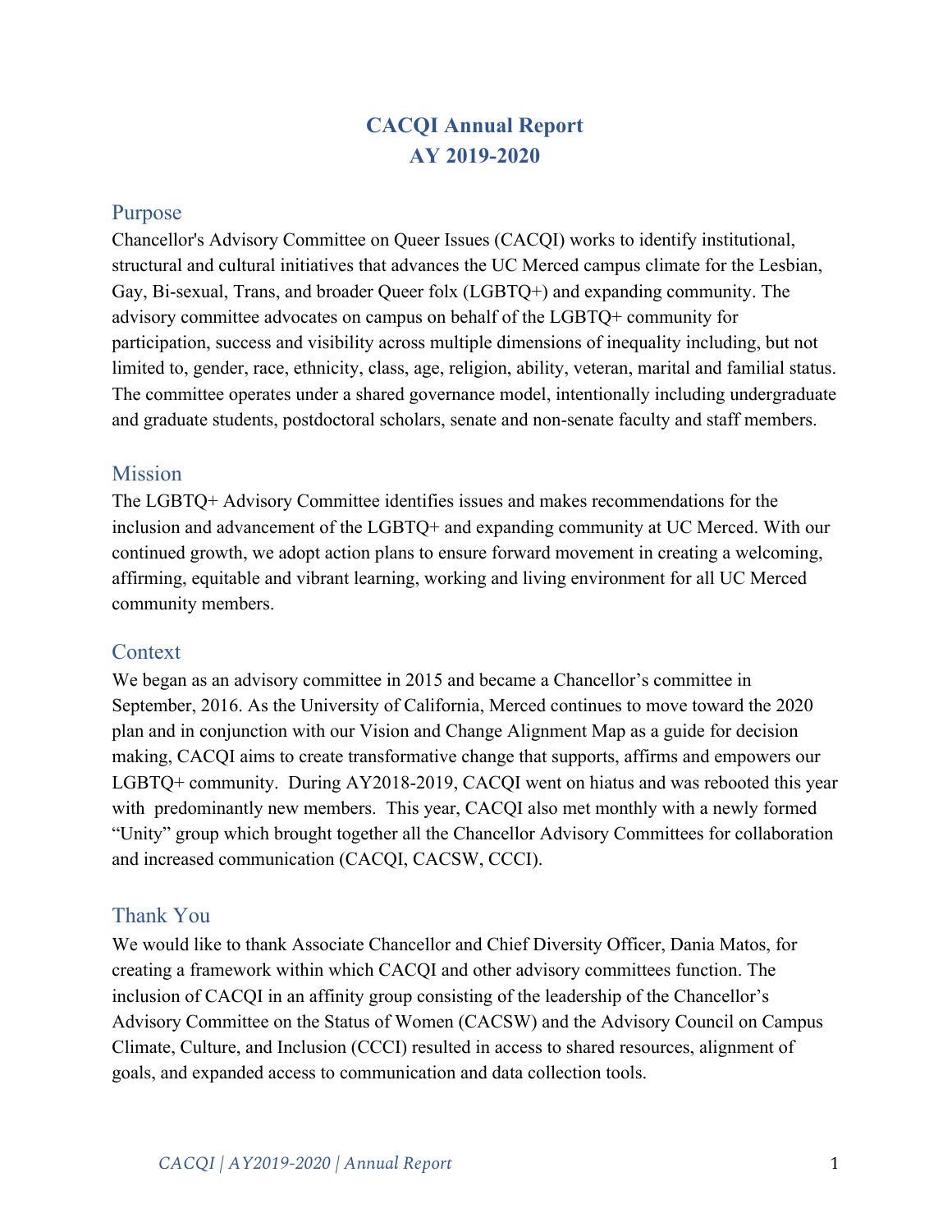# CACQI Annual Report
# AY 2019-2020

## Purpose

Chancellor's Advisory Committee on Queer Issues (CACQI) works to identify institutional, structural and cultural initiatives that advances the UC Merced campus climate for the Lesbian, Gay, Bi-sexual, Trans, and broader Queer folx (LGBTQ+) and expanding community. The advisory committee advocates on campus on behalf of the LGBTQ+ community for participation, success and visibility across multiple dimensions of inequality including, but not limited to, gender, race, ethnicity, class, age, religion, ability, veteran, marital and familial status. The committee operates under a shared governance model, intentionally including undergraduate and graduate students, postdoctoral scholars, senate and non-senate faculty and staff members.

## Mission

The LGBTQ+ Advisory Committee identifies issues and makes recommendations for the inclusion and advancement of the LGBTQ+ and expanding community at UC Merced. With our continued growth, we adopt action plans to ensure forward movement in creating a welcoming, affirming, equitable and vibrant learning, working and living environment for all UC Merced community members.

## Context

We began as an advisory committee in 2015 and became a Chancellor's committee in September, 2016. As the University of California, Merced continues to move toward the 2020 plan and in conjunction with our Vision and Change Alignment Map as a guide for decision making, CACQI aims to create transformative change that supports, affirms and empowers our LGBTQ+ community. During AY2018-2019, CACQI went on hiatus and was rebooted this year with predominantly new members. This year, CACQI also met monthly with a newly formed "Unity" group which brought together all the Chancellor Advisory Committees for collaboration and increased communication (CACQI, CACSW, CCCI).

## Thank You

We would like to thank Associate Chancellor and Chief Diversity Officer, Dania Matos, for creating a framework within which CACQI and other advisory committees function. The inclusion of CACQI in an affinity group consisting of the leadership of the Chancellor's Advisory Committee on the Status of Women (CACSW) and the Advisory Council on Campus Climate, Culture, and Inclusion (CCCI) resulted in access to shared resources, alignment of goals, and expanded access to communication and data collection tools.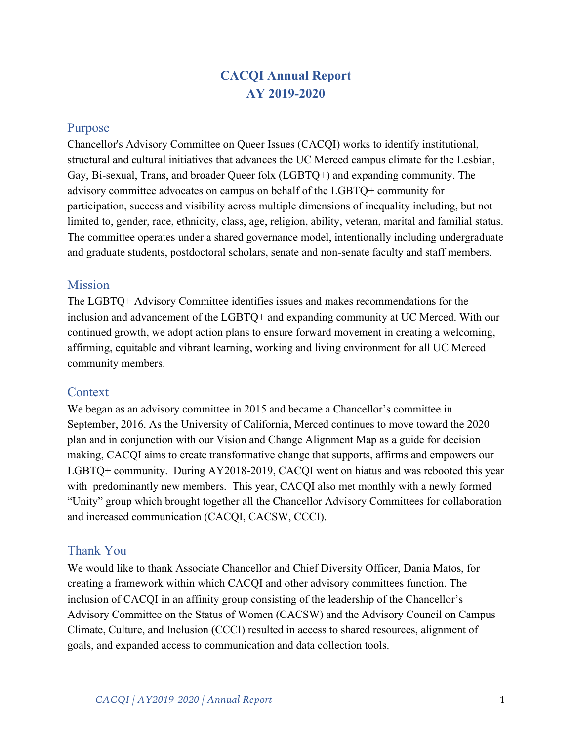# CACQI Annual Report
# AY 2019-2020

## Purpose

Chancellor's Advisory Committee on Queer Issues (CACQI) works to identify institutional, structural and cultural initiatives that advances the UC Merced campus climate for the Lesbian, Gay, Bi-sexual, Trans, and broader Queer folx (LGBTQ+) and expanding community. The advisory committee advocates on campus on behalf of the LGBTQ+ community for participation, success and visibility across multiple dimensions of inequality including, but not limited to, gender, race, ethnicity, class, age, religion, ability, veteran, marital and familial status. The committee operates under a shared governance model, intentionally including undergraduate and graduate students, postdoctoral scholars, senate and non-senate faculty and staff members.

## Mission

The LGBTQ+ Advisory Committee identifies issues and makes recommendations for the inclusion and advancement of the LGBTQ+ and expanding community at UC Merced. With our continued growth, we adopt action plans to ensure forward movement in creating a welcoming, affirming, equitable and vibrant learning, working and living environment for all UC Merced community members.

## Context

We began as an advisory committee in 2015 and became a Chancellor's committee in September, 2016. As the University of California, Merced continues to move toward the 2020 plan and in conjunction with our Vision and Change Alignment Map as a guide for decision making, CACQI aims to create transformative change that supports, affirms and empowers our LGBTQ+ community. During AY2018-2019, CACQI went on hiatus and was rebooted this year with predominantly new members. This year, CACQI also met monthly with a newly formed "Unity" group which brought together all the Chancellor Advisory Committees for collaboration and increased communication (CACQI, CACSW, CCCI).

## Thank You

We would like to thank Associate Chancellor and Chief Diversity Officer, Dania Matos, for creating a framework within which CACQI and other advisory committees function. The inclusion of CACQI in an affinity group consisting of the leadership of the Chancellor's Advisory Committee on the Status of Women (CACSW) and the Advisory Council on Campus Climate, Culture, and Inclusion (CCCI) resulted in access to shared resources, alignment of goals, and expanded access to communication and data collection tools.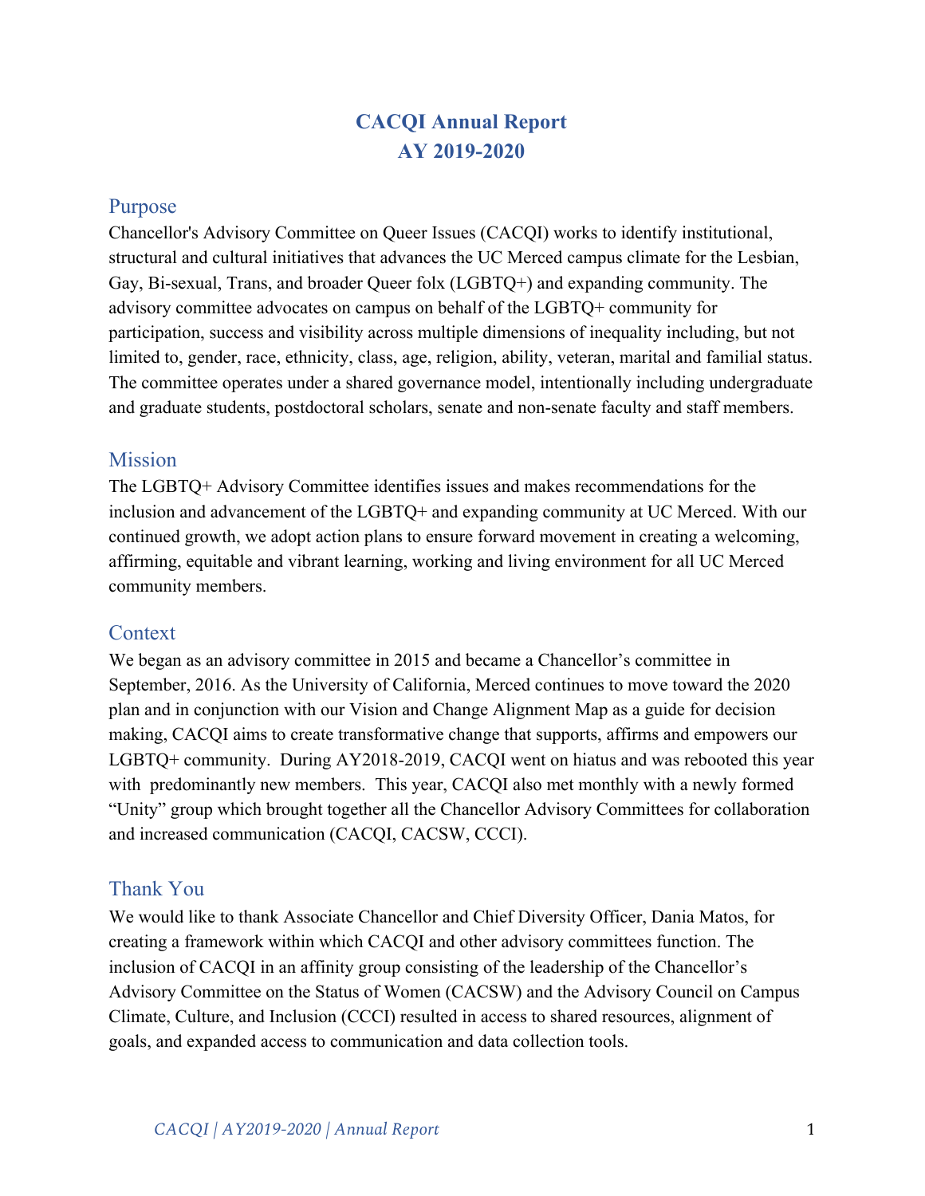# CACQI Annual Report
# AY 2019-2020

## Purpose

Chancellor's Advisory Committee on Queer Issues (CACQI) works to identify institutional, structural and cultural initiatives that advances the UC Merced campus climate for the Lesbian, Gay, Bi-sexual, Trans, and broader Queer folx (LGBTQ+) and expanding community. The advisory committee advocates on campus on behalf of the LGBTQ+ community for participation, success and visibility across multiple dimensions of inequality including, but not limited to, gender, race, ethnicity, class, age, religion, ability, veteran, marital and familial status. The committee operates under a shared governance model, intentionally including undergraduate and graduate students, postdoctoral scholars, senate and non-senate faculty and staff members.

## Mission

The LGBTQ+ Advisory Committee identifies issues and makes recommendations for the inclusion and advancement of the LGBTQ+ and expanding community at UC Merced. With our continued growth, we adopt action plans to ensure forward movement in creating a welcoming, affirming, equitable and vibrant learning, working and living environment for all UC Merced community members.

## Context

We began as an advisory committee in 2015 and became a Chancellor's committee in September, 2016. As the University of California, Merced continues to move toward the 2020 plan and in conjunction with our Vision and Change Alignment Map as a guide for decision making, CACQI aims to create transformative change that supports, affirms and empowers our LGBTQ+ community. During AY2018-2019, CACQI went on hiatus and was rebooted this year with predominantly new members. This year, CACQI also met monthly with a newly formed "Unity" group which brought together all the Chancellor Advisory Committees for collaboration and increased communication (CACQI, CACSW, CCCI).

## Thank You

We would like to thank Associate Chancellor and Chief Diversity Officer, Dania Matos, for creating a framework within which CACQI and other advisory committees function. The inclusion of CACQI in an affinity group consisting of the leadership of the Chancellor's Advisory Committee on the Status of Women (CACSW) and the Advisory Council on Campus Climate, Culture, and Inclusion (CCCI) resulted in access to shared resources, alignment of goals, and expanded access to communication and data collection tools.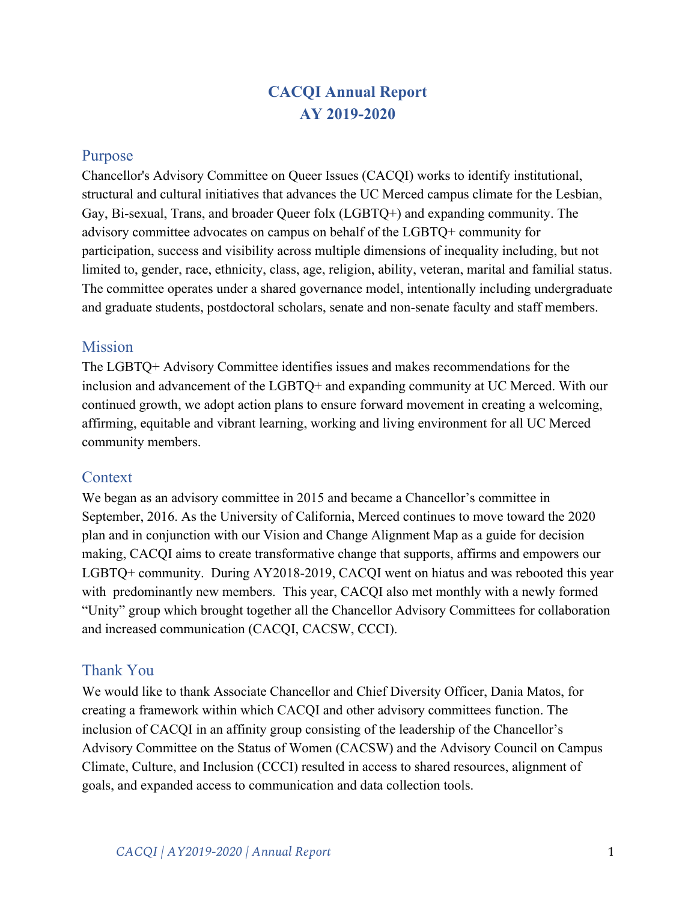# CACQI Annual Report
# AY 2019-2020

## Purpose

Chancellor's Advisory Committee on Queer Issues (CACQI) works to identify institutional, structural and cultural initiatives that advances the UC Merced campus climate for the Lesbian, Gay, Bi-sexual, Trans, and broader Queer folx (LGBTQ+) and expanding community. The advisory committee advocates on campus on behalf of the LGBTQ+ community for participation, success and visibility across multiple dimensions of inequality including, but not limited to, gender, race, ethnicity, class, age, religion, ability, veteran, marital and familial status. The committee operates under a shared governance model, intentionally including undergraduate and graduate students, postdoctoral scholars, senate and non-senate faculty and staff members.

## Mission

The LGBTQ+ Advisory Committee identifies issues and makes recommendations for the inclusion and advancement of the LGBTQ+ and expanding community at UC Merced. With our continued growth, we adopt action plans to ensure forward movement in creating a welcoming, affirming, equitable and vibrant learning, working and living environment for all UC Merced community members.

## Context

We began as an advisory committee in 2015 and became a Chancellor's committee in September, 2016. As the University of California, Merced continues to move toward the 2020 plan and in conjunction with our Vision and Change Alignment Map as a guide for decision making, CACQI aims to create transformative change that supports, affirms and empowers our LGBTQ+ community. During AY2018-2019, CACQI went on hiatus and was rebooted this year with predominantly new members. This year, CACQI also met monthly with a newly formed "Unity" group which brought together all the Chancellor Advisory Committees for collaboration and increased communication (CACQI, CACSW, CCCI).

## Thank You

We would like to thank Associate Chancellor and Chief Diversity Officer, Dania Matos, for creating a framework within which CACQI and other advisory committees function. The inclusion of CACQI in an affinity group consisting of the leadership of the Chancellor's Advisory Committee on the Status of Women (CACSW) and the Advisory Council on Campus Climate, Culture, and Inclusion (CCCI) resulted in access to shared resources, alignment of goals, and expanded access to communication and data collection tools.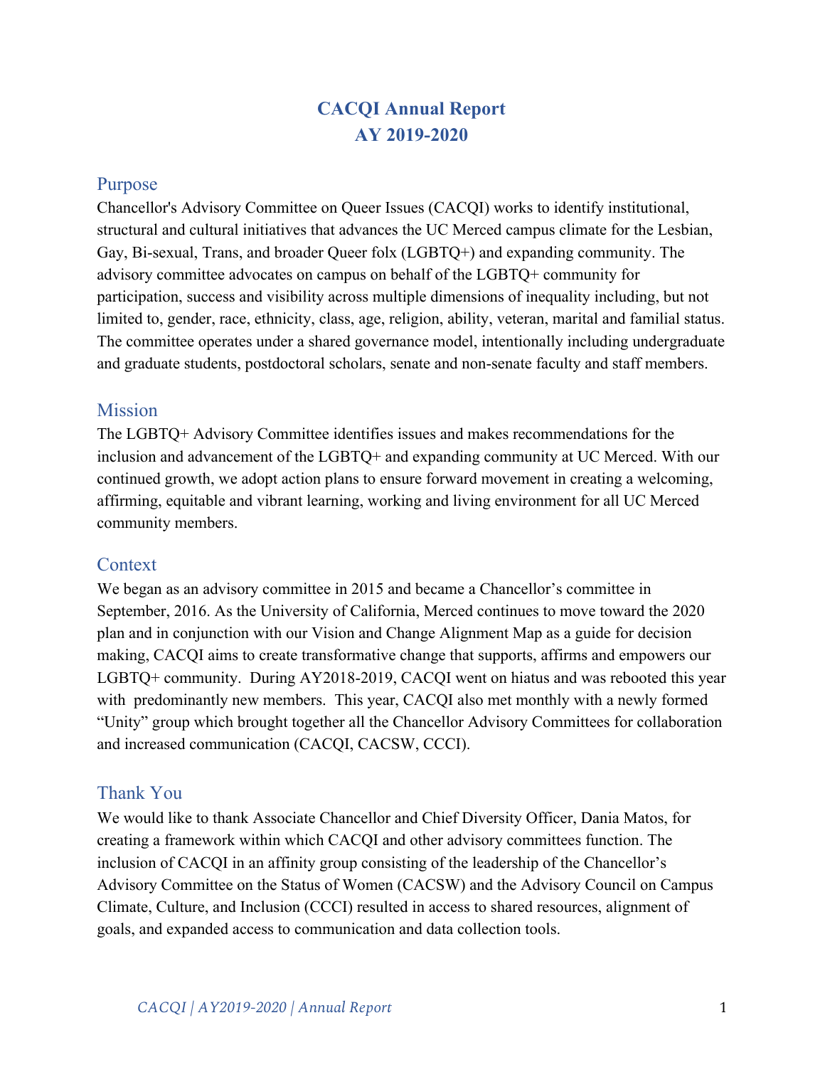# CACQI Annual Report
# AY 2019-2020

## Purpose

Chancellor's Advisory Committee on Queer Issues (CACQI) works to identify institutional, structural and cultural initiatives that advances the UC Merced campus climate for the Lesbian, Gay, Bi-sexual, Trans, and broader Queer folx (LGBTQ+) and expanding community. The advisory committee advocates on campus on behalf of the LGBTQ+ community for participation, success and visibility across multiple dimensions of inequality including, but not limited to, gender, race, ethnicity, class, age, religion, ability, veteran, marital and familial status. The committee operates under a shared governance model, intentionally including undergraduate and graduate students, postdoctoral scholars, senate and non-senate faculty and staff members.

## Mission

The LGBTQ+ Advisory Committee identifies issues and makes recommendations for the inclusion and advancement of the LGBTQ+ and expanding community at UC Merced. With our continued growth, we adopt action plans to ensure forward movement in creating a welcoming, affirming, equitable and vibrant learning, working and living environment for all UC Merced community members.

## Context

We began as an advisory committee in 2015 and became a Chancellor's committee in September, 2016. As the University of California, Merced continues to move toward the 2020 plan and in conjunction with our Vision and Change Alignment Map as a guide for decision making, CACQI aims to create transformative change that supports, affirms and empowers our LGBTQ+ community. During AY2018-2019, CACQI went on hiatus and was rebooted this year with predominantly new members. This year, CACQI also met monthly with a newly formed "Unity" group which brought together all the Chancellor Advisory Committees for collaboration and increased communication (CACQI, CACSW, CCCI).

## Thank You

We would like to thank Associate Chancellor and Chief Diversity Officer, Dania Matos, for creating a framework within which CACQI and other advisory committees function. The inclusion of CACQI in an affinity group consisting of the leadership of the Chancellor's Advisory Committee on the Status of Women (CACSW) and the Advisory Council on Campus Climate, Culture, and Inclusion (CCCI) resulted in access to shared resources, alignment of goals, and expanded access to communication and data collection tools.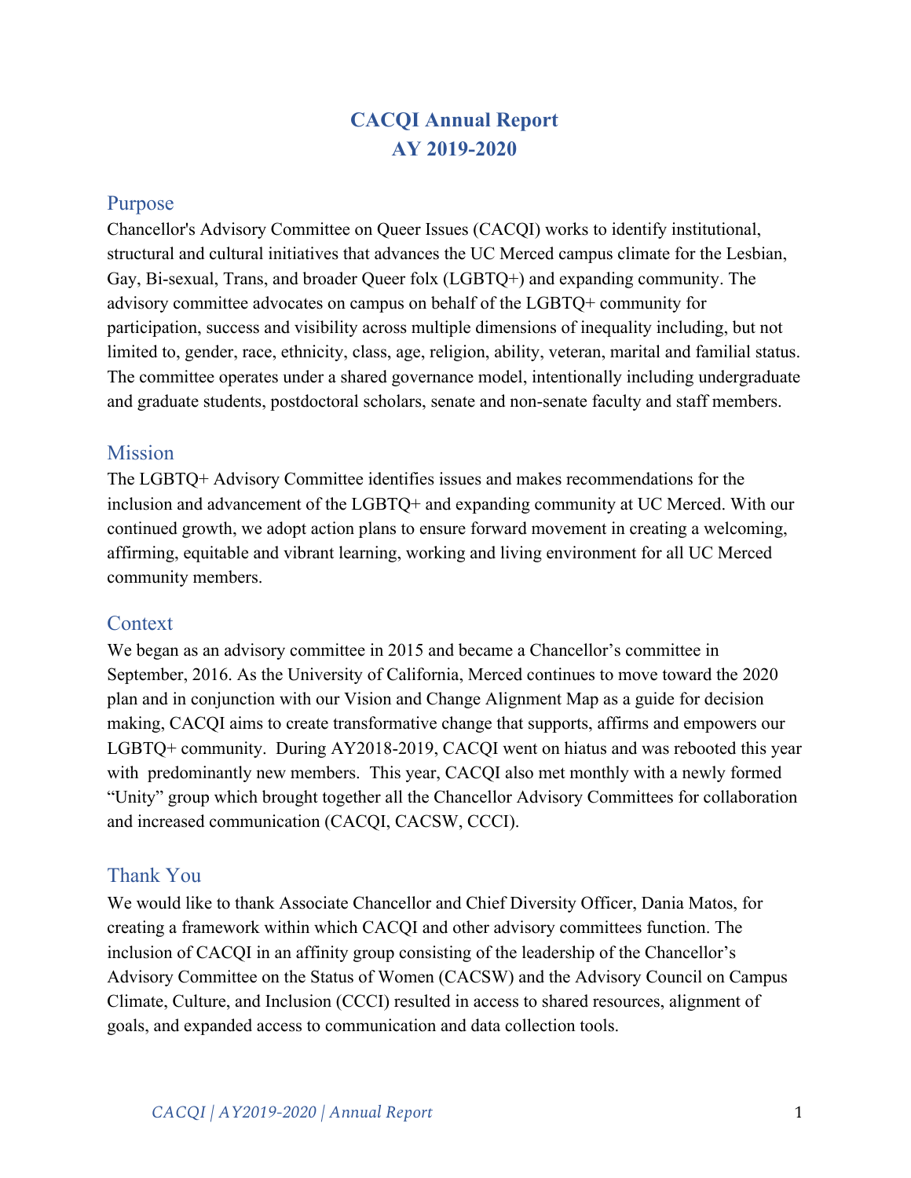# CACQI Annual Report
# AY 2019-2020

## Purpose

Chancellor's Advisory Committee on Queer Issues (CACQI) works to identify institutional, structural and cultural initiatives that advances the UC Merced campus climate for the Lesbian, Gay, Bi-sexual, Trans, and broader Queer folx (LGBTQ+) and expanding community. The advisory committee advocates on campus on behalf of the LGBTQ+ community for participation, success and visibility across multiple dimensions of inequality including, but not limited to, gender, race, ethnicity, class, age, religion, ability, veteran, marital and familial status. The committee operates under a shared governance model, intentionally including undergraduate and graduate students, postdoctoral scholars, senate and non-senate faculty and staff members.

## Mission

The LGBTQ+ Advisory Committee identifies issues and makes recommendations for the inclusion and advancement of the LGBTQ+ and expanding community at UC Merced. With our continued growth, we adopt action plans to ensure forward movement in creating a welcoming, affirming, equitable and vibrant learning, working and living environment for all UC Merced community members.

## Context

We began as an advisory committee in 2015 and became a Chancellor's committee in September, 2016. As the University of California, Merced continues to move toward the 2020 plan and in conjunction with our Vision and Change Alignment Map as a guide for decision making, CACQI aims to create transformative change that supports, affirms and empowers our LGBTQ+ community. During AY2018-2019, CACQI went on hiatus and was rebooted this year with predominantly new members. This year, CACQI also met monthly with a newly formed "Unity" group which brought together all the Chancellor Advisory Committees for collaboration and increased communication (CACQI, CACSW, CCCI).

## Thank You

We would like to thank Associate Chancellor and Chief Diversity Officer, Dania Matos, for creating a framework within which CACQI and other advisory committees function. The inclusion of CACQI in an affinity group consisting of the leadership of the Chancellor's Advisory Committee on the Status of Women (CACSW) and the Advisory Council on Campus Climate, Culture, and Inclusion (CCCI) resulted in access to shared resources, alignment of goals, and expanded access to communication and data collection tools.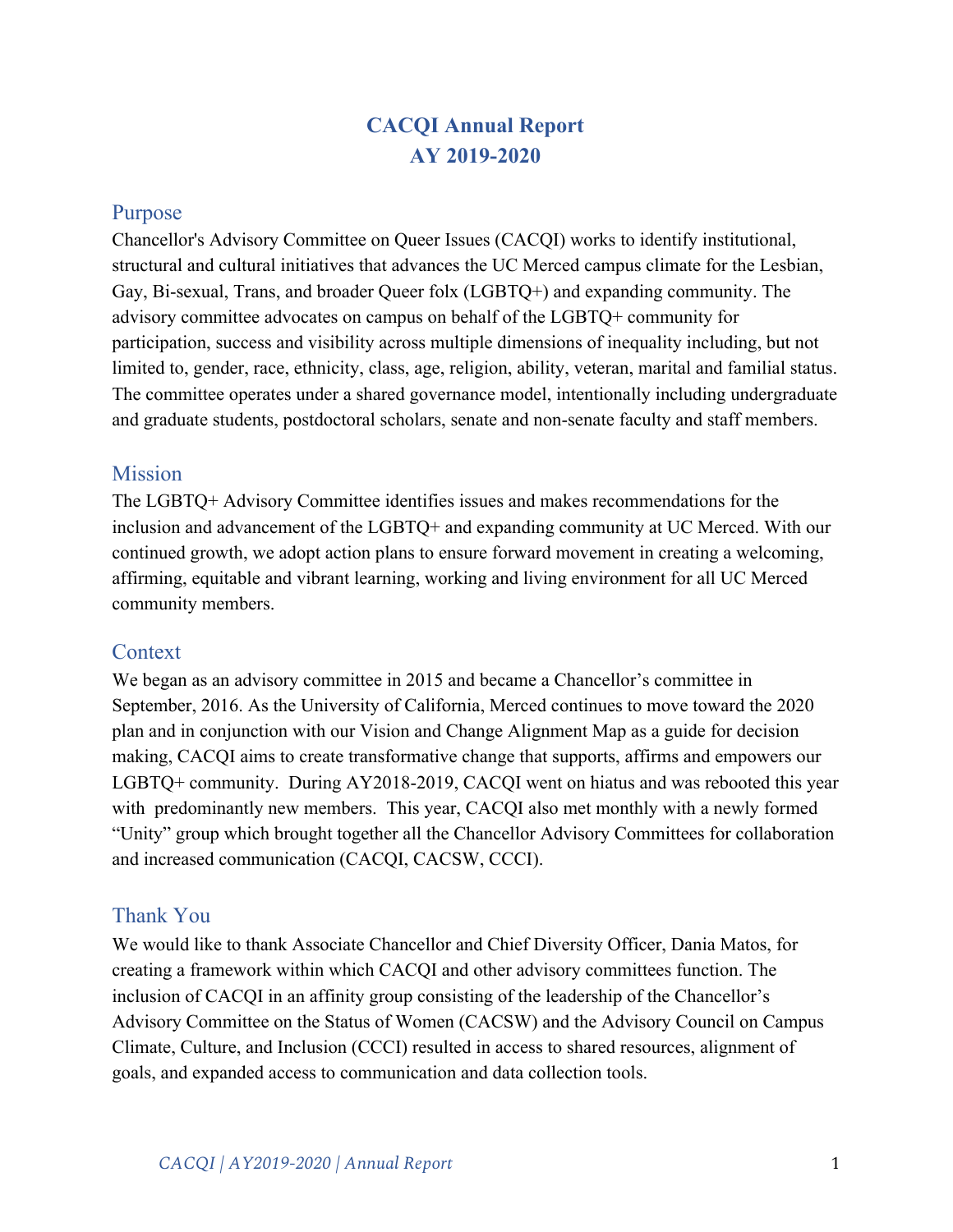# CACQI Annual Report
# AY 2019-2020

## Purpose

Chancellor's Advisory Committee on Queer Issues (CACQI) works to identify institutional, structural and cultural initiatives that advances the UC Merced campus climate for the Lesbian, Gay, Bi-sexual, Trans, and broader Queer folx (LGBTQ+) and expanding community. The advisory committee advocates on campus on behalf of the LGBTQ+ community for participation, success and visibility across multiple dimensions of inequality including, but not limited to, gender, race, ethnicity, class, age, religion, ability, veteran, marital and familial status. The committee operates under a shared governance model, intentionally including undergraduate and graduate students, postdoctoral scholars, senate and non-senate faculty and staff members.

## Mission

The LGBTQ+ Advisory Committee identifies issues and makes recommendations for the inclusion and advancement of the LGBTQ+ and expanding community at UC Merced. With our continued growth, we adopt action plans to ensure forward movement in creating a welcoming, affirming, equitable and vibrant learning, working and living environment for all UC Merced community members.

## Context

We began as an advisory committee in 2015 and became a Chancellor's committee in September, 2016. As the University of California, Merced continues to move toward the 2020 plan and in conjunction with our Vision and Change Alignment Map as a guide for decision making, CACQI aims to create transformative change that supports, affirms and empowers our LGBTQ+ community. During AY2018-2019, CACQI went on hiatus and was rebooted this year with predominantly new members. This year, CACQI also met monthly with a newly formed "Unity" group which brought together all the Chancellor Advisory Committees for collaboration and increased communication (CACQI, CACSW, CCCI).

## Thank You

We would like to thank Associate Chancellor and Chief Diversity Officer, Dania Matos, for creating a framework within which CACQI and other advisory committees function. The inclusion of CACQI in an affinity group consisting of the leadership of the Chancellor's Advisory Committee on the Status of Women (CACSW) and the Advisory Council on Campus Climate, Culture, and Inclusion (CCCI) resulted in access to shared resources, alignment of goals, and expanded access to communication and data collection tools.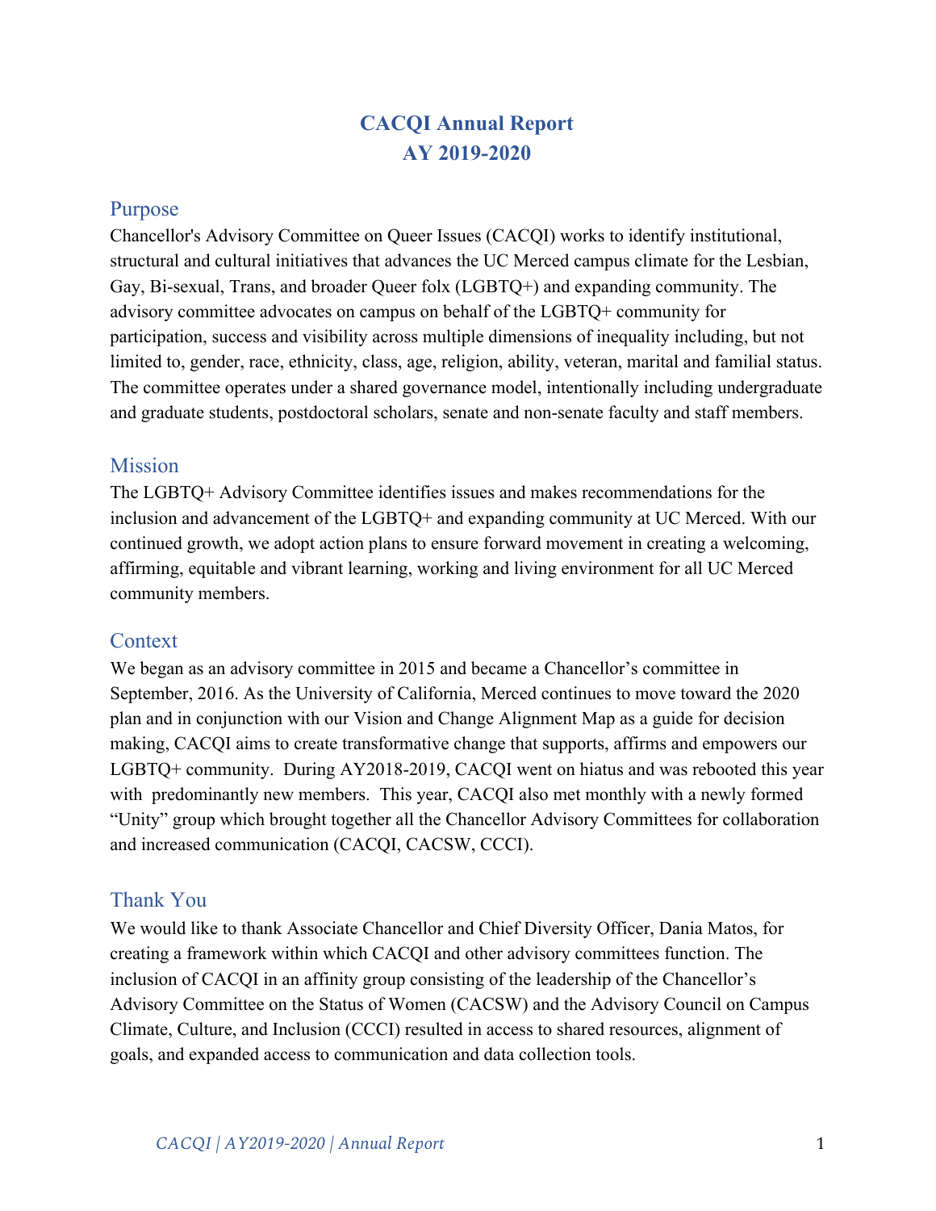# CACQI Annual Report
# AY 2019-2020

## Purpose

Chancellor's Advisory Committee on Queer Issues (CACQI) works to identify institutional, structural and cultural initiatives that advances the UC Merced campus climate for the Lesbian, Gay, Bi-sexual, Trans, and broader Queer folx (LGBTQ+) and expanding community. The advisory committee advocates on campus on behalf of the LGBTQ+ community for participation, success and visibility across multiple dimensions of inequality including, but not limited to, gender, race, ethnicity, class, age, religion, ability, veteran, marital and familial status. The committee operates under a shared governance model, intentionally including undergraduate and graduate students, postdoctoral scholars, senate and non-senate faculty and staff members.

## Mission

The LGBTQ+ Advisory Committee identifies issues and makes recommendations for the inclusion and advancement of the LGBTQ+ and expanding community at UC Merced. With our continued growth, we adopt action plans to ensure forward movement in creating a welcoming, affirming, equitable and vibrant learning, working and living environment for all UC Merced community members.

## Context

We began as an advisory committee in 2015 and became a Chancellor's committee in September, 2016. As the University of California, Merced continues to move toward the 2020 plan and in conjunction with our Vision and Change Alignment Map as a guide for decision making, CACQI aims to create transformative change that supports, affirms and empowers our LGBTQ+ community. During AY2018-2019, CACQI went on hiatus and was rebooted this year with predominantly new members. This year, CACQI also met monthly with a newly formed "Unity" group which brought together all the Chancellor Advisory Committees for collaboration and increased communication (CACQI, CACSW, CCCI).

## Thank You

We would like to thank Associate Chancellor and Chief Diversity Officer, Dania Matos, for creating a framework within which CACQI and other advisory committees function. The inclusion of CACQI in an affinity group consisting of the leadership of the Chancellor's Advisory Committee on the Status of Women (CACSW) and the Advisory Council on Campus Climate, Culture, and Inclusion (CCCI) resulted in access to shared resources, alignment of goals, and expanded access to communication and data collection tools.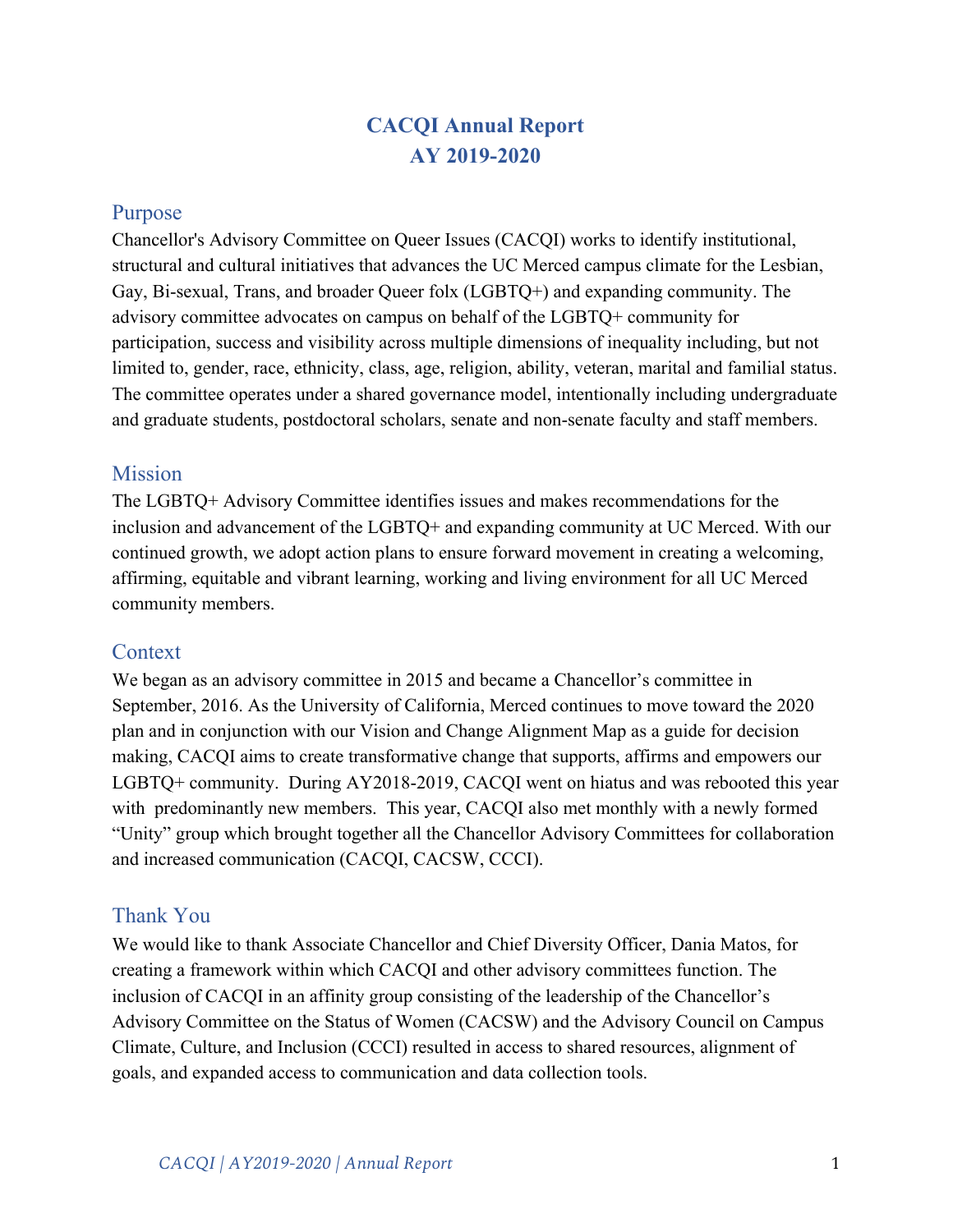# CACQI Annual Report
# AY 2019-2020

## Purpose

Chancellor's Advisory Committee on Queer Issues (CACQI) works to identify institutional, structural and cultural initiatives that advances the UC Merced campus climate for the Lesbian, Gay, Bi-sexual, Trans, and broader Queer folx (LGBTQ+) and expanding community. The advisory committee advocates on campus on behalf of the LGBTQ+ community for participation, success and visibility across multiple dimensions of inequality including, but not limited to, gender, race, ethnicity, class, age, religion, ability, veteran, marital and familial status. The committee operates under a shared governance model, intentionally including undergraduate and graduate students, postdoctoral scholars, senate and non-senate faculty and staff members.

## Mission

The LGBTQ+ Advisory Committee identifies issues and makes recommendations for the inclusion and advancement of the LGBTQ+ and expanding community at UC Merced. With our continued growth, we adopt action plans to ensure forward movement in creating a welcoming, affirming, equitable and vibrant learning, working and living environment for all UC Merced community members.

## Context

We began as an advisory committee in 2015 and became a Chancellor's committee in September, 2016. As the University of California, Merced continues to move toward the 2020 plan and in conjunction with our Vision and Change Alignment Map as a guide for decision making, CACQI aims to create transformative change that supports, affirms and empowers our LGBTQ+ community. During AY2018-2019, CACQI went on hiatus and was rebooted this year with predominantly new members. This year, CACQI also met monthly with a newly formed "Unity" group which brought together all the Chancellor Advisory Committees for collaboration and increased communication (CACQI, CACSW, CCCI).

## Thank You

We would like to thank Associate Chancellor and Chief Diversity Officer, Dania Matos, for creating a framework within which CACQI and other advisory committees function. The inclusion of CACQI in an affinity group consisting of the leadership of the Chancellor's Advisory Committee on the Status of Women (CACSW) and the Advisory Council on Campus Climate, Culture, and Inclusion (CCCI) resulted in access to shared resources, alignment of goals, and expanded access to communication and data collection tools.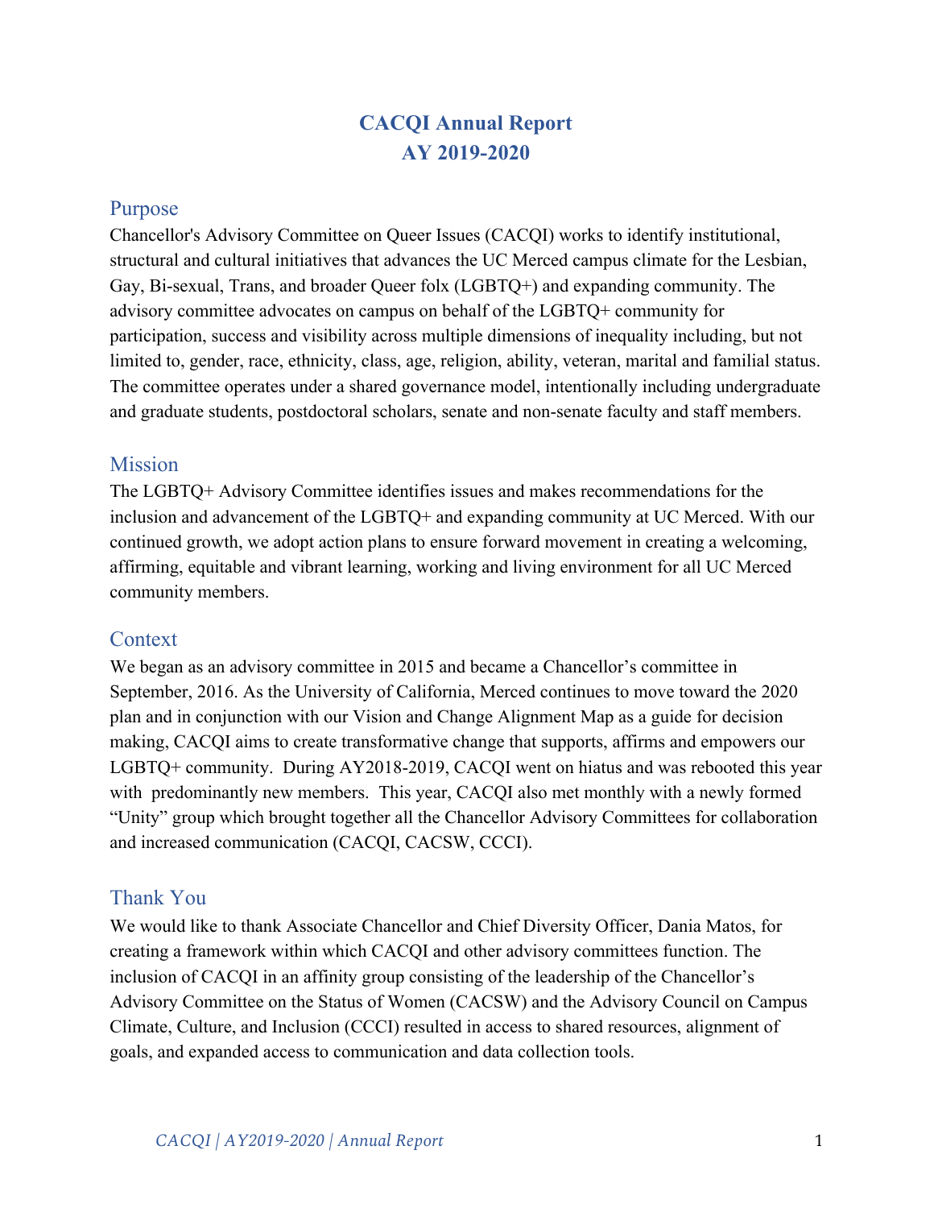# CACQI Annual Report
# AY 2019-2020

## Purpose

Chancellor's Advisory Committee on Queer Issues (CACQI) works to identify institutional, structural and cultural initiatives that advances the UC Merced campus climate for the Lesbian, Gay, Bi-sexual, Trans, and broader Queer folx (LGBTQ+) and expanding community. The advisory committee advocates on campus on behalf of the LGBTQ+ community for participation, success and visibility across multiple dimensions of inequality including, but not limited to, gender, race, ethnicity, class, age, religion, ability, veteran, marital and familial status. The committee operates under a shared governance model, intentionally including undergraduate and graduate students, postdoctoral scholars, senate and non-senate faculty and staff members.

## Mission

The LGBTQ+ Advisory Committee identifies issues and makes recommendations for the inclusion and advancement of the LGBTQ+ and expanding community at UC Merced. With our continued growth, we adopt action plans to ensure forward movement in creating a welcoming, affirming, equitable and vibrant learning, working and living environment for all UC Merced community members.

## Context

We began as an advisory committee in 2015 and became a Chancellor's committee in September, 2016. As the University of California, Merced continues to move toward the 2020 plan and in conjunction with our Vision and Change Alignment Map as a guide for decision making, CACQI aims to create transformative change that supports, affirms and empowers our LGBTQ+ community. During AY2018-2019, CACQI went on hiatus and was rebooted this year with predominantly new members. This year, CACQI also met monthly with a newly formed "Unity" group which brought together all the Chancellor Advisory Committees for collaboration and increased communication (CACQI, CACSW, CCCI).

## Thank You

We would like to thank Associate Chancellor and Chief Diversity Officer, Dania Matos, for creating a framework within which CACQI and other advisory committees function. The inclusion of CACQI in an affinity group consisting of the leadership of the Chancellor's Advisory Committee on the Status of Women (CACSW) and the Advisory Council on Campus Climate, Culture, and Inclusion (CCCI) resulted in access to shared resources, alignment of goals, and expanded access to communication and data collection tools.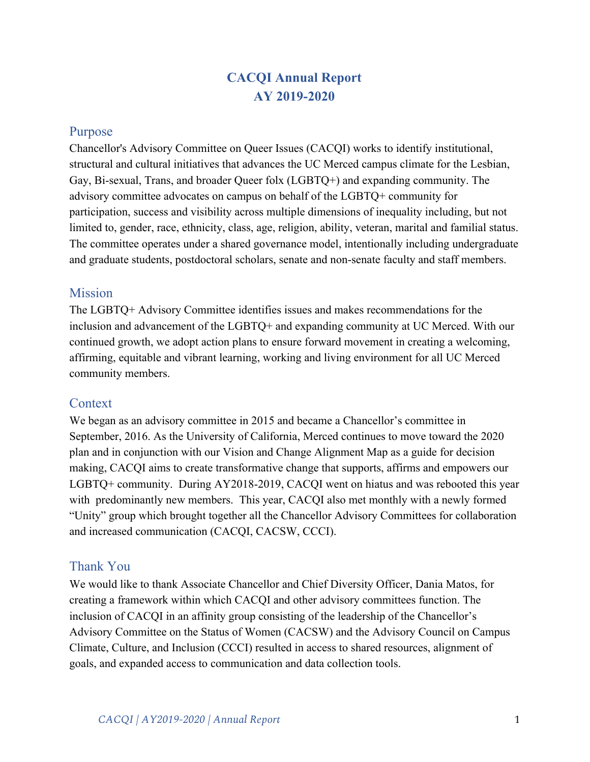# CACQI Annual Report
# AY 2019-2020

## Purpose

Chancellor's Advisory Committee on Queer Issues (CACQI) works to identify institutional, structural and cultural initiatives that advances the UC Merced campus climate for the Lesbian, Gay, Bi-sexual, Trans, and broader Queer folx (LGBTQ+) and expanding community. The advisory committee advocates on campus on behalf of the LGBTQ+ community for participation, success and visibility across multiple dimensions of inequality including, but not limited to, gender, race, ethnicity, class, age, religion, ability, veteran, marital and familial status. The committee operates under a shared governance model, intentionally including undergraduate and graduate students, postdoctoral scholars, senate and non-senate faculty and staff members.

## Mission

The LGBTQ+ Advisory Committee identifies issues and makes recommendations for the inclusion and advancement of the LGBTQ+ and expanding community at UC Merced. With our continued growth, we adopt action plans to ensure forward movement in creating a welcoming, affirming, equitable and vibrant learning, working and living environment for all UC Merced community members.

## Context

We began as an advisory committee in 2015 and became a Chancellor's committee in September, 2016. As the University of California, Merced continues to move toward the 2020 plan and in conjunction with our Vision and Change Alignment Map as a guide for decision making, CACQI aims to create transformative change that supports, affirms and empowers our LGBTQ+ community. During AY2018-2019, CACQI went on hiatus and was rebooted this year with predominantly new members. This year, CACQI also met monthly with a newly formed "Unity" group which brought together all the Chancellor Advisory Committees for collaboration and increased communication (CACQI, CACSW, CCCI).

## Thank You

We would like to thank Associate Chancellor and Chief Diversity Officer, Dania Matos, for creating a framework within which CACQI and other advisory committees function. The inclusion of CACQI in an affinity group consisting of the leadership of the Chancellor's Advisory Committee on the Status of Women (CACSW) and the Advisory Council on Campus Climate, Culture, and Inclusion (CCCI) resulted in access to shared resources, alignment of goals, and expanded access to communication and data collection tools.